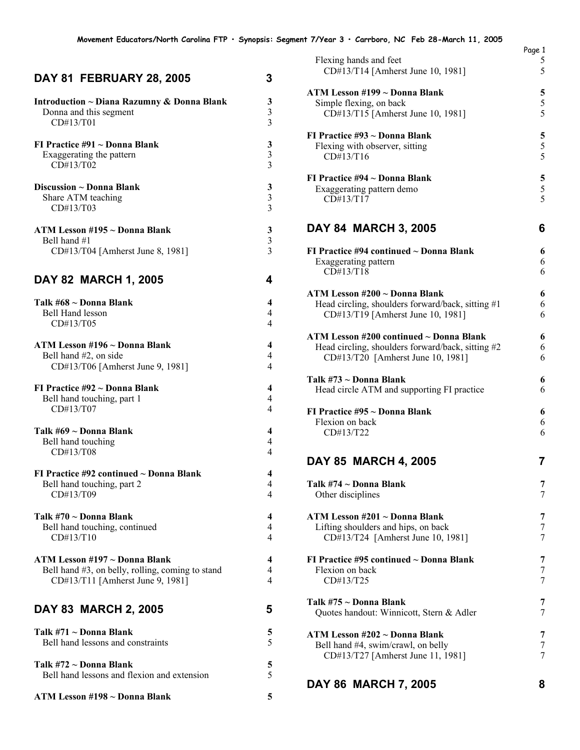# Movement Educators/North Carolina FTP · Synopsis: Segment 7/Year 3 · Carrboro, NC Feb 28-March 11, 2005

## DAY 81 FEBRUARY 28, 2005 — 3

**Introduction ~ Diana Razumny & Donna Blank** — 3
Donna and this segment — 3
CD#13/T01 — 3

**FI Practice #91 ~ Donna Blank** — 3
Exaggerating the pattern — 3
CD#13/T02 — 3

**Discussion ~ Donna Blank** — 3
Share ATM teaching — 3
CD#13/T03 — 3

**ATM Lesson #195 ~ Donna Blank** — 3
Bell hand #1 — 3
CD#13/T04 [Amherst June 8, 1981] — 3

## DAY 82 MARCH 1, 2005 — 4

**Talk #68 ~ Donna Blank** — 4
Bell Hand lesson — 4
CD#13/T05 — 4

**ATM Lesson #196 ~ Donna Blank** — 4
Bell hand #2, on side — 4
CD#13/T06 [Amherst June 9, 1981] — 4

**FI Practice #92 ~ Donna Blank** — 4
Bell hand touching, part 1 — 4
CD#13/T07 — 4

**Talk #69 ~ Donna Blank** — 4
Bell hand touching — 4
CD#13/T08 — 4

**FI Practice #92 continued ~ Donna Blank** — 4
Bell hand touching, part 2 — 4
CD#13/T09 — 4

**Talk #70 ~ Donna Blank** — 4
Bell hand touching, continued — 4
CD#13/T10 — 4

**ATM Lesson #197 ~ Donna Blank** — 4
Bell hand #3, on belly, rolling, coming to stand — 4
CD#13/T11 [Amherst June 9, 1981] — 4

## DAY 83 MARCH 2, 2005 — 5

**Talk #71 ~ Donna Blank** — 5
Bell hand lessons and constraints — 5

**Talk #72 ~ Donna Blank** — 5
Bell hand lessons and flexion and extension — 5

**ATM Lesson #198 ~ Donna Blank** — 5
Flexing hands and feet — 5
CD#13/T14 [Amherst June 10, 1981] — 5

**ATM Lesson #199 ~ Donna Blank** — 5
Simple flexing, on back — 5
CD#13/T15 [Amherst June 10, 1981] — 5

**FI Practice #93 ~ Donna Blank** — 5
Flexing with observer, sitting — 5
CD#13/T16 — 5

**FI Practice #94 ~ Donna Blank** — 5
Exaggerating pattern demo — 5
CD#13/T17 — 5

## DAY 84 MARCH 3, 2005 — 6

**FI Practice #94 continued ~ Donna Blank** — 6
Exaggerating pattern — 6
CD#13/T18 — 6

**ATM Lesson #200 ~ Donna Blank** — 6
Head circling, shoulders forward/back, sitting #1 — 6
CD#13/T19 [Amherst June 10, 1981] — 6

**ATM Lesson #200 continued ~ Donna Blank** — 6
Head circling, shoulders forward/back, sitting #2 — 6
CD#13/T20 [Amherst June 10, 1981] — 6

**Talk #73 ~ Donna Blank** — 6
Head circle ATM and supporting FI practice — 6

**FI Practice #95 ~ Donna Blank** — 6
Flexion on back — 6
CD#13/T22 — 6

## DAY 85 MARCH 4, 2005 — 7

**Talk #74 ~ Donna Blank** — 7
Other disciplines — 7

**ATM Lesson #201 ~ Donna Blank** — 7
Lifting shoulders and hips, on back — 7
CD#13/T24 [Amherst June 10, 1981] — 7

**FI Practice #95 continued ~ Donna Blank** — 7
Flexion on back — 7
CD#13/T25 — 7

**Talk #75 ~ Donna Blank** — 7
Quotes handout: Winnicott, Stern & Adler — 7

**ATM Lesson #202 ~ Donna Blank** — 7
Bell hand #4, swim/crawl, on belly — 7
CD#13/T27 [Amherst June 11, 1981] — 7

## DAY 86 MARCH 7, 2005 — 8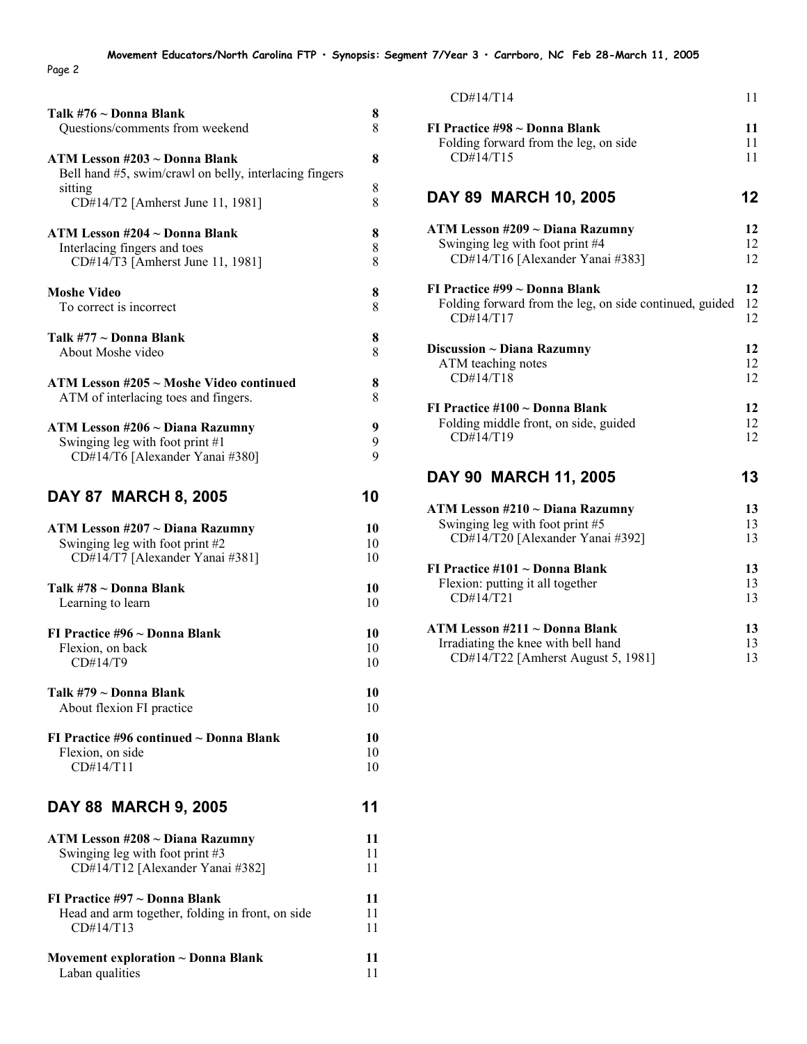| | |
|---|---|
| **Talk #76 ~ Donna Blank** | **8** |
| Questions/comments from weekend | 8 |
| **ATM Lesson #203 ~ Donna Blank** | **8** |
| Bell hand #5, swim/crawl on belly, interlacing fingers sitting | 8 |
| CD#14/T2 [Amherst June 11, 1981] | 8 |
| **ATM Lesson #204 ~ Donna Blank** | **8** |
| Interlacing fingers and toes | 8 |
| CD#14/T3 [Amherst June 11, 1981] | 8 |
| **Moshe Video** | **8** |
| To correct is incorrect | 8 |
| **Talk #77 ~ Donna Blank** | **8** |
| About Moshe video | 8 |
| **ATM Lesson #205 ~ Moshe Video continued** | **8** |
| ATM of interlacing toes and fingers. | 8 |
| **ATM Lesson #206 ~ Diana Razumny** | **9** |
| Swinging leg with foot print #1 | 9 |
| CD#14/T6 [Alexander Yanai #380] | 9 |

## DAY 87 MARCH 8, 2005 — 10

| | |
|---|---|
| **ATM Lesson #207 ~ Diana Razumny** | **10** |
| Swinging leg with foot print #2 | 10 |
| CD#14/T7 [Alexander Yanai #381] | 10 |
| **Talk #78 ~ Donna Blank** | **10** |
| Learning to learn | 10 |
| **FI Practice #96 ~ Donna Blank** | **10** |
| Flexion, on back | 10 |
| CD#14/T9 | 10 |
| **Talk #79 ~ Donna Blank** | **10** |
| About flexion FI practice | 10 |
| **FI Practice #96 continued ~ Donna Blank** | **10** |
| Flexion, on side | 10 |
| CD#14/T11 | 10 |

## DAY 88 MARCH 9, 2005 — 11

| | |
|---|---|
| **ATM Lesson #208 ~ Diana Razumny** | **11** |
| Swinging leg with foot print #3 | 11 |
| CD#14/T12 [Alexander Yanai #382] | 11 |
| **FI Practice #97 ~ Donna Blank** | **11** |
| Head and arm together, folding in front, on side | 11 |
| CD#14/T13 | 11 |
| **Movement exploration ~ Donna Blank** | **11** |
| Laban qualities | 11 |
| CD#14/T14 | 11 |
| **FI Practice #98 ~ Donna Blank** | **11** |
| Folding forward from the leg, on side | 11 |
| CD#14/T15 | 11 |

## DAY 89 MARCH 10, 2005 — 12

| | |
|---|---|
| **ATM Lesson #209 ~ Diana Razumny** | **12** |
| Swinging leg with foot print #4 | 12 |
| CD#14/T16 [Alexander Yanai #383] | 12 |
| **FI Practice #99 ~ Donna Blank** | **12** |
| Folding forward from the leg, on side continued, guided | 12 |
| CD#14/T17 | 12 |
| **Discussion ~ Diana Razumny** | **12** |
| ATM teaching notes | 12 |
| CD#14/T18 | 12 |
| **FI Practice #100 ~ Donna Blank** | **12** |
| Folding middle front, on side, guided | 12 |
| CD#14/T19 | 12 |

## DAY 90 MARCH 11, 2005 — 13

| | |
|---|---|
| **ATM Lesson #210 ~ Diana Razumny** | **13** |
| Swinging leg with foot print #5 | 13 |
| CD#14/T20 [Alexander Yanai #392] | 13 |
| **FI Practice #101 ~ Donna Blank** | **13** |
| Flexion: putting it all together | 13 |
| CD#14/T21 | 13 |
| **ATM Lesson #211 ~ Donna Blank** | **13** |
| Irradiating the knee with bell hand | 13 |
| CD#14/T22 [Amherst August 5, 1981] | 13 |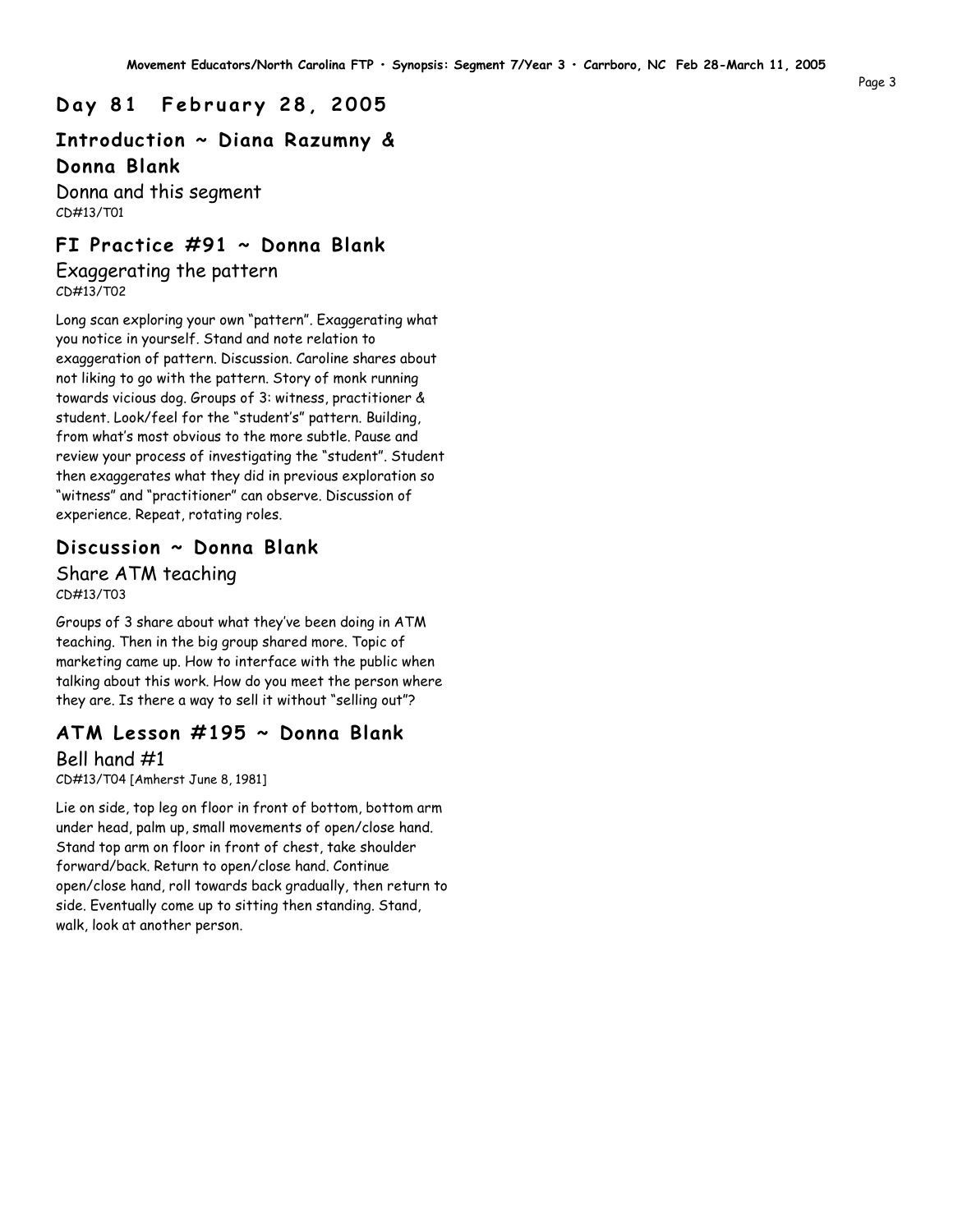## Day 81 February 28, 2005

### Introduction ~ Diana Razumny & Donna Blank

Donna and this segment
CD#13/T01

### FI Practice #91 ~ Donna Blank

Exaggerating the pattern
CD#13/T02

Long scan exploring your own "pattern". Exaggerating what you notice in yourself. Stand and note relation to exaggeration of pattern. Discussion. Caroline shares about not liking to go with the pattern. Story of monk running towards vicious dog. Groups of 3: witness, practitioner & student. Look/feel for the "student's" pattern. Building, from what's most obvious to the more subtle. Pause and review your process of investigating the "student". Student then exaggerates what they did in previous exploration so "witness" and "practitioner" can observe. Discussion of experience. Repeat, rotating roles.

### Discussion ~ Donna Blank

Share ATM teaching
CD#13/T03

Groups of 3 share about what they've been doing in ATM teaching. Then in the big group shared more. Topic of marketing came up. How to interface with the public when talking about this work. How do you meet the person where they are. Is there a way to sell it without "selling out"?

### ATM Lesson #195 ~ Donna Blank

Bell hand #1
CD#13/T04 [Amherst June 8, 1981]

Lie on side, top leg on floor in front of bottom, bottom arm under head, palm up, small movements of open/close hand. Stand top arm on floor in front of chest, take shoulder forward/back. Return to open/close hand. Continue open/close hand, roll towards back gradually, then return to side. Eventually come up to sitting then standing. Stand, walk, look at another person.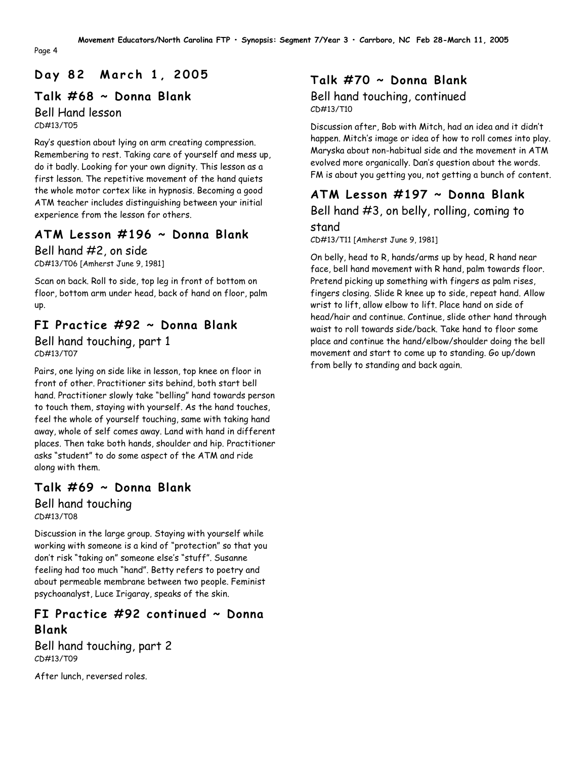## Day 82 March 1, 2005

### Talk #68 ~ Donna Blank

Bell Hand lesson

CD#13/T05

Ray's question about lying on arm creating compression. Remembering to rest. Taking care of yourself and mess up, do it badly. Looking for your own dignity. This lesson as a first lesson. The repetitive movement of the hand quiets the whole motor cortex like in hypnosis. Becoming a good ATM teacher includes distinguishing between your initial experience from the lesson for others.

### ATM Lesson #196 ~ Donna Blank

Bell hand #2, on side

CD#13/T06 [Amherst June 9, 1981]

Scan on back. Roll to side, top leg in front of bottom on floor, bottom arm under head, back of hand on floor, palm up.

### FI Practice #92 ~ Donna Blank

Bell hand touching, part 1

CD#13/T07

Pairs, one lying on side like in lesson, top knee on floor in front of other. Practitioner sits behind, both start bell hand. Practitioner slowly take "belling" hand towards person to touch them, staying with yourself. As the hand touches, feel the whole of yourself touching, same with taking hand away, whole of self comes away. Land with hand in different places. Then take both hands, shoulder and hip. Practitioner asks "student" to do some aspect of the ATM and ride along with them.

### Talk #69 ~ Donna Blank

Bell hand touching

CD#13/T08

Discussion in the large group. Staying with yourself while working with someone is a kind of "protection" so that you don't risk "taking on" someone else's "stuff". Susanne feeling had too much "hand". Betty refers to poetry and about permeable membrane between two people. Feminist psychoanalyst, Luce Irigaray, speaks of the skin.

### FI Practice #92 continued ~ Donna Blank

Bell hand touching, part 2

CD#13/T09

After lunch, reversed roles.

### Talk #70 ~ Donna Blank

Bell hand touching, continued

CD#13/T10

Discussion after, Bob with Mitch, had an idea and it didn't happen. Mitch's image or idea of how to roll comes into play. Maryska about non-habitual side and the movement in ATM evolved more organically. Dan's question about the words. FM is about you getting you, not getting a bunch of content.

### ATM Lesson #197 ~ Donna Blank

Bell hand #3, on belly, rolling, coming to stand

CD#13/T11 [Amherst June 9, 1981]

On belly, head to R, hands/arms up by head, R hand near face, bell hand movement with R hand, palm towards floor. Pretend picking up something with fingers as palm rises, fingers closing. Slide R knee up to side, repeat hand. Allow wrist to lift, allow elbow to lift. Place hand on side of head/hair and continue. Continue, slide other hand through waist to roll towards side/back. Take hand to floor some place and continue the hand/elbow/shoulder doing the bell movement and start to come up to standing. Go up/down from belly to standing and back again.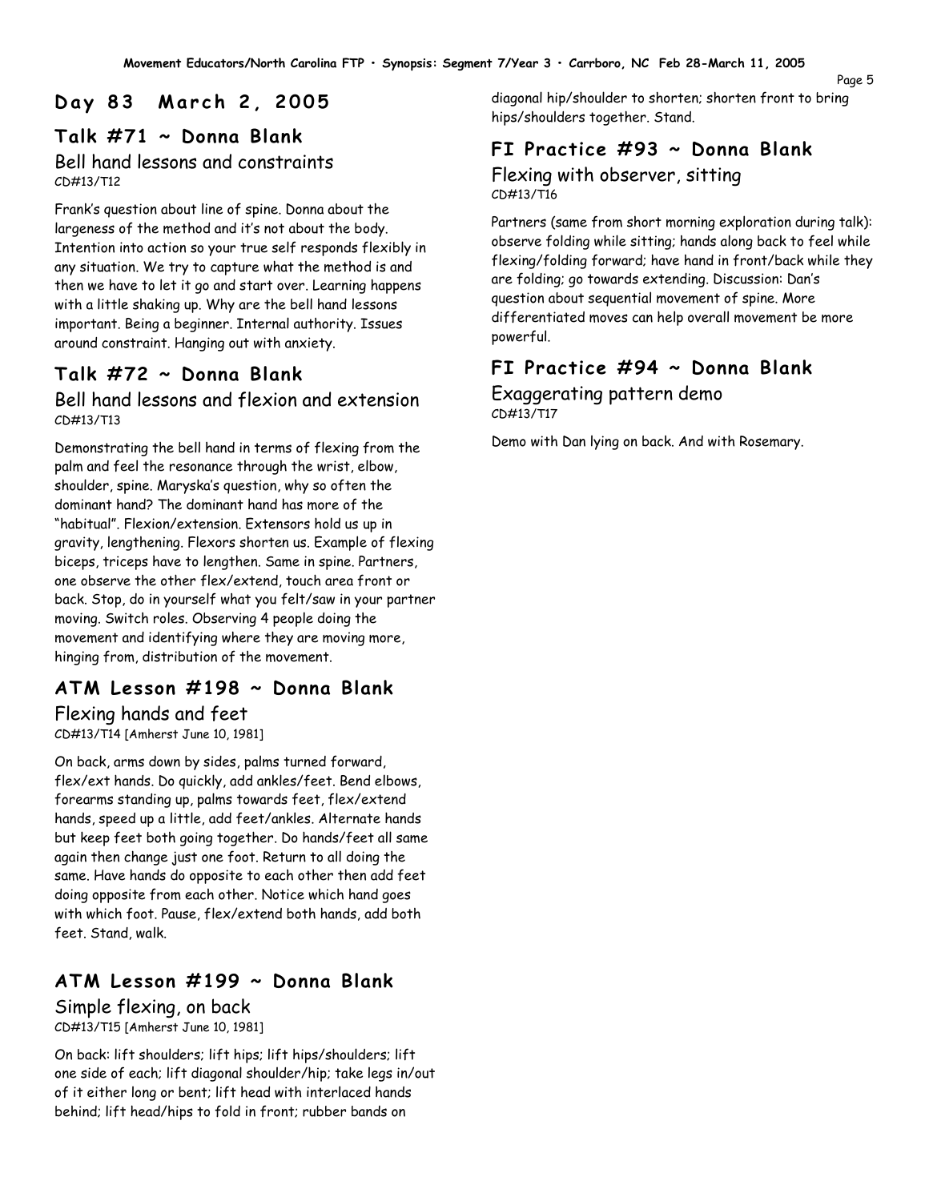## Day 83 March 2, 2005

### Talk #71 ~ Donna Blank

Bell hand lessons and constraints
CD#13/T12

Frank's question about line of spine. Donna about the largeness of the method and it's not about the body. Intention into action so your true self responds flexibly in any situation. We try to capture what the method is and then we have to let it go and start over. Learning happens with a little shaking up. Why are the bell hand lessons important. Being a beginner. Internal authority. Issues around constraint. Hanging out with anxiety.

### Talk #72 ~ Donna Blank

Bell hand lessons and flexion and extension
CD#13/T13

Demonstrating the bell hand in terms of flexing from the palm and feel the resonance through the wrist, elbow, shoulder, spine. Maryska's question, why so often the dominant hand? The dominant hand has more of the "habitual". Flexion/extension. Extensors hold us up in gravity, lengthening. Flexors shorten us. Example of flexing biceps, triceps have to lengthen. Same in spine. Partners, one observe the other flex/extend, touch area front or back. Stop, do in yourself what you felt/saw in your partner moving. Switch roles. Observing 4 people doing the movement and identifying where they are moving more, hinging from, distribution of the movement.

### ATM Lesson #198 ~ Donna Blank

Flexing hands and feet
CD#13/T14 [Amherst June 10, 1981]

On back, arms down by sides, palms turned forward, flex/ext hands. Do quickly, add ankles/feet. Bend elbows, forearms standing up, palms towards feet, flex/extend hands, speed up a little, add feet/ankles. Alternate hands but keep feet both going together. Do hands/feet all same again then change just one foot. Return to all doing the same. Have hands do opposite to each other then add feet doing opposite from each other. Notice which hand goes with which foot. Pause, flex/extend both hands, add both feet. Stand, walk.

### ATM Lesson #199 ~ Donna Blank

Simple flexing, on back
CD#13/T15 [Amherst June 10, 1981]

On back: lift shoulders; lift hips; lift hips/shoulders; lift one side of each; lift diagonal shoulder/hip; take legs in/out of it either long or bent; lift head with interlaced hands behind; lift head/hips to fold in front; rubber bands on diagonal hip/shoulder to shorten; shorten front to bring hips/shoulders together. Stand.

### FI Practice #93 ~ Donna Blank

Flexing with observer, sitting
CD#13/T16

Partners (same from short morning exploration during talk): observe folding while sitting; hands along back to feel while flexing/folding forward; have hand in front/back while they are folding; go towards extending. Discussion: Dan's question about sequential movement of spine. More differentiated moves can help overall movement be more powerful.

### FI Practice #94 ~ Donna Blank

Exaggerating pattern demo
CD#13/T17

Demo with Dan lying on back. And with Rosemary.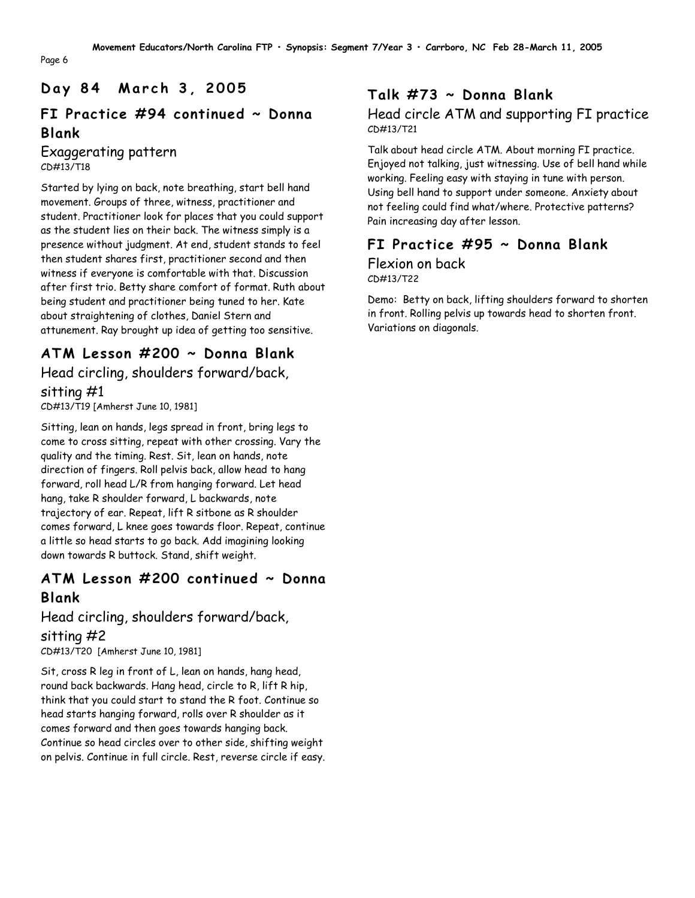# Day 84 March 3, 2005

## FI Practice #94 continued ~ Donna Blank

### Exaggerating pattern

CD#13/T18

Started by lying on back, note breathing, start bell hand movement. Groups of three, witness, practitioner and student. Practitioner look for places that you could support as the student lies on their back. The witness simply is a presence without judgment. At end, student stands to feel then student shares first, practitioner second and then witness if everyone is comfortable with that. Discussion after first trio. Betty share comfort of format. Ruth about being student and practitioner being tuned to her. Kate about straightening of clothes, Daniel Stern and attunement. Ray brought up idea of getting too sensitive.

## ATM Lesson #200 ~ Donna Blank

### Head circling, shoulders forward/back, sitting #1

CD#13/T19 [Amherst June 10, 1981]

Sitting, lean on hands, legs spread in front, bring legs to come to cross sitting, repeat with other crossing. Vary the quality and the timing. Rest. Sit, lean on hands, note direction of fingers. Roll pelvis back, allow head to hang forward, roll head L/R from hanging forward. Let head hang, take R shoulder forward, L backwards, note trajectory of ear. Repeat, lift R sitbone as R shoulder comes forward, L knee goes towards floor. Repeat, continue a little so head starts to go back. Add imagining looking down towards R buttock. Stand, shift weight.

## ATM Lesson #200 continued ~ Donna Blank

### Head circling, shoulders forward/back, sitting #2

CD#13/T20 [Amherst June 10, 1981]

Sit, cross R leg in front of L, lean on hands, hang head, round back backwards. Hang head, circle to R, lift R hip, think that you could start to stand the R foot. Continue so head starts hanging forward, rolls over R shoulder as it comes forward and then goes towards hanging back. Continue so head circles over to other side, shifting weight on pelvis. Continue in full circle. Rest, reverse circle if easy.

## Talk #73 ~ Donna Blank

### Head circle ATM and supporting FI practice

CD#13/T21

Talk about head circle ATM. About morning FI practice. Enjoyed not talking, just witnessing. Use of bell hand while working. Feeling easy with staying in tune with person. Using bell hand to support under someone. Anxiety about not feeling could find what/where. Protective patterns? Pain increasing day after lesson.

## FI Practice #95 ~ Donna Blank

### Flexion on back

CD#13/T22

Demo: Betty on back, lifting shoulders forward to shorten in front. Rolling pelvis up towards head to shorten front. Variations on diagonals.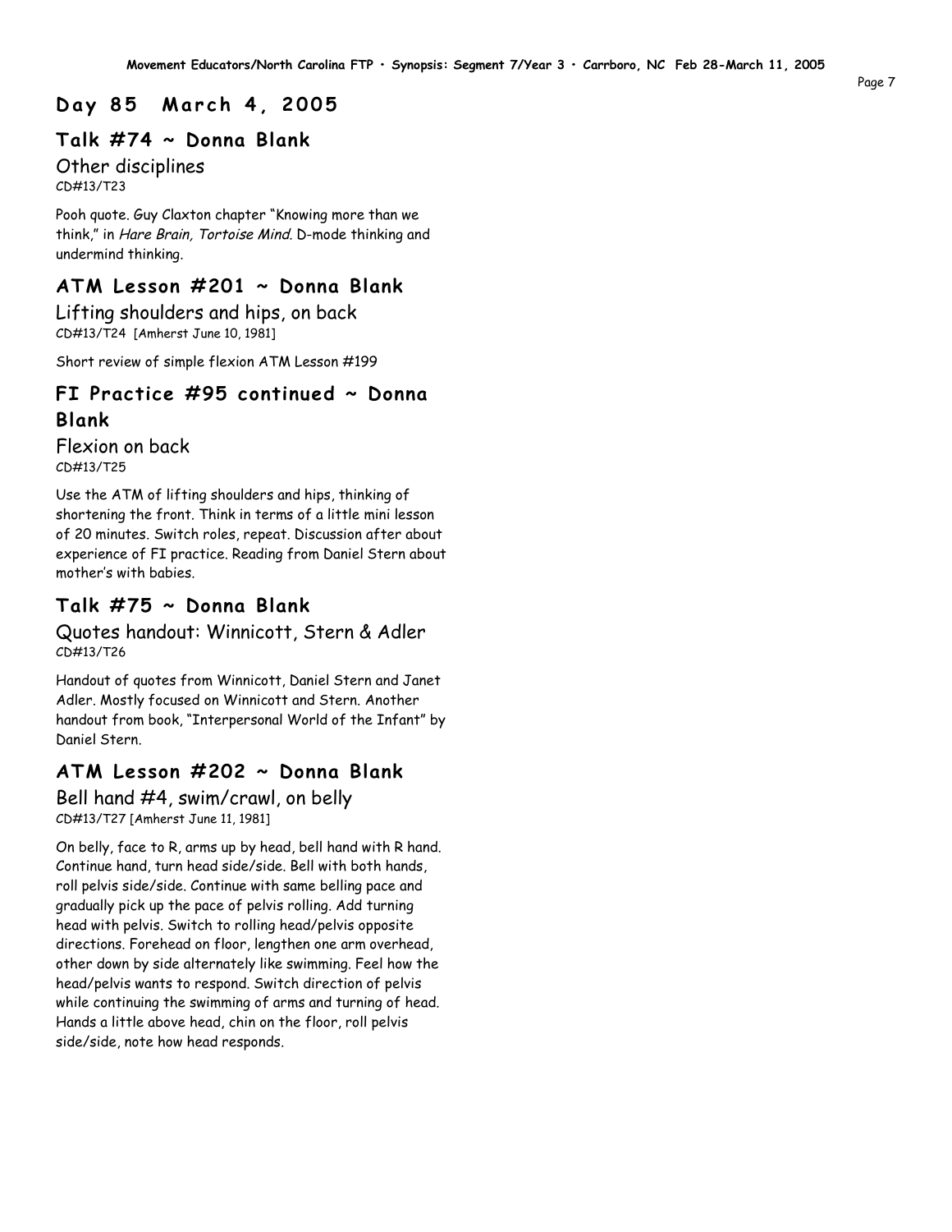# Day 85 March 4, 2005

## Talk #74 ~ Donna Blank

### Other disciplines

CD#13/T23

Pooh quote. Guy Claxton chapter "Knowing more than we think," in *Hare Brain, Tortoise Mind*. D-mode thinking and undermind thinking.

## ATM Lesson #201 ~ Donna Blank

### Lifting shoulders and hips, on back

CD#13/T24 [Amherst June 10, 1981]

Short review of simple flexion ATM Lesson #199

## FI Practice #95 continued ~ Donna Blank

### Flexion on back

CD#13/T25

Use the ATM of lifting shoulders and hips, thinking of shortening the front. Think in terms of a little mini lesson of 20 minutes. Switch roles, repeat. Discussion after about experience of FI practice. Reading from Daniel Stern about mother's with babies.

## Talk #75 ~ Donna Blank

### Quotes handout: Winnicott, Stern & Adler

CD#13/T26

Handout of quotes from Winnicott, Daniel Stern and Janet Adler. Mostly focused on Winnicott and Stern. Another handout from book, "Interpersonal World of the Infant" by Daniel Stern.

## ATM Lesson #202 ~ Donna Blank

### Bell hand #4, swim/crawl, on belly

CD#13/T27 [Amherst June 11, 1981]

On belly, face to R, arms up by head, bell hand with R hand. Continue hand, turn head side/side. Bell with both hands, roll pelvis side/side. Continue with same belling pace and gradually pick up the pace of pelvis rolling. Add turning head with pelvis. Switch to rolling head/pelvis opposite directions. Forehead on floor, lengthen one arm overhead, other down by side alternately like swimming. Feel how the head/pelvis wants to respond. Switch direction of pelvis while continuing the swimming of arms and turning of head. Hands a little above head, chin on the floor, roll pelvis side/side, note how head responds.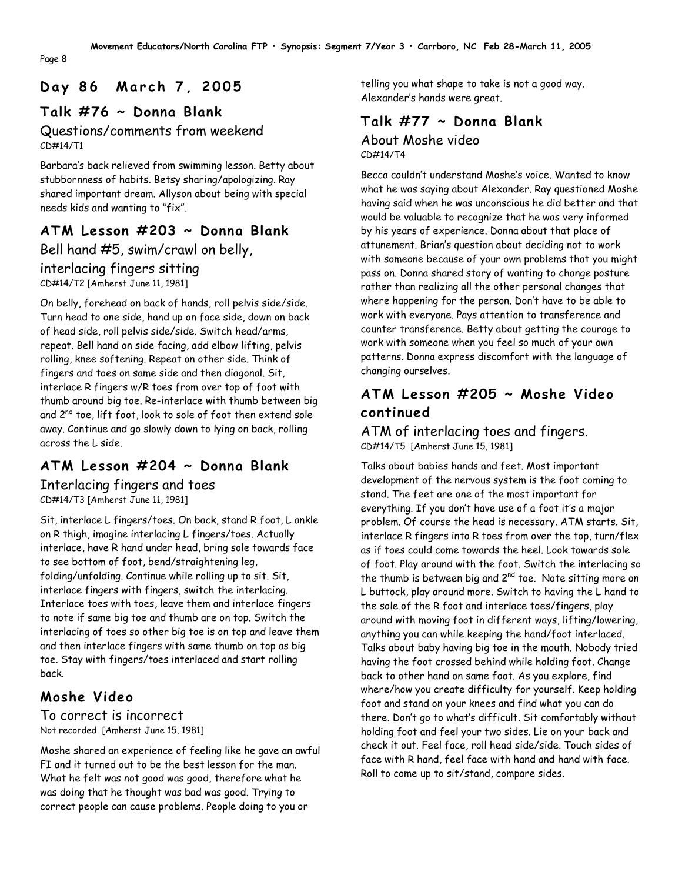# Day 86 March 7, 2005

## Talk #76 ~ Donna Blank

### Questions/comments from weekend

CD#14/T1

Barbara's back relieved from swimming lesson. Betty about stubbornness of habits. Betsy sharing/apologizing. Ray shared important dream. Allyson about being with special needs kids and wanting to "fix".

## ATM Lesson #203 ~ Donna Blank

### Bell hand #5, swim/crawl on belly, interlacing fingers sitting

CD#14/T2 [Amherst June 11, 1981]

On belly, forehead on back of hands, roll pelvis side/side. Turn head to one side, hand up on face side, down on back of head side, roll pelvis side/side. Switch head/arms, repeat. Bell hand on side facing, add elbow lifting, pelvis rolling, knee softening. Repeat on other side. Think of fingers and toes on same side and then diagonal. Sit, interlace R fingers w/R toes from over top of foot with thumb around big toe. Re-interlace with thumb between big and 2nd toe, lift foot, look to sole of foot then extend sole away. Continue and go slowly down to lying on back, rolling across the L side.

## ATM Lesson #204 ~ Donna Blank

### Interlacing fingers and toes

CD#14/T3 [Amherst June 11, 1981]

Sit, interlace L fingers/toes. On back, stand R foot, L ankle on R thigh, imagine interlacing L fingers/toes. Actually interlace, have R hand under head, bring sole towards face to see bottom of foot, bend/straightening leg, folding/unfolding. Continue while rolling up to sit. Sit, interlace fingers with fingers, switch the interlacing. Interlace toes with toes, leave them and interlace fingers to note if same big toe and thumb are on top. Switch the interlacing of toes so other big toe is on top and leave them and then interlace fingers with same thumb on top as big toe. Stay with fingers/toes interlaced and start rolling back.

## Moshe Video

### To correct is incorrect

Not recorded [Amherst June 15, 1981]

Moshe shared an experience of feeling like he gave an awful FI and it turned out to be the best lesson for the man. What he felt was not good was good, therefore what he was doing that he thought was bad was good. Trying to correct people can cause problems. People doing to you or telling you what shape to take is not a good way. Alexander's hands were great.

## Talk #77 ~ Donna Blank

### About Moshe video

CD#14/T4

Becca couldn't understand Moshe's voice. Wanted to know what he was saying about Alexander. Ray questioned Moshe having said when he was unconscious he did better and that would be valuable to recognize that he was very informed by his years of experience. Donna about that place of attunement. Brian's question about deciding not to work with someone because of your own problems that you might pass on. Donna shared story of wanting to change posture rather than realizing all the other personal changes that where happening for the person. Don't have to be able to work with everyone. Pays attention to transference and counter transference. Betty about getting the courage to work with someone when you feel so much of your own patterns. Donna express discomfort with the language of changing ourselves.

## ATM Lesson #205 ~ Moshe Video continued

### ATM of interlacing toes and fingers.

CD#14/T5 [Amherst June 15, 1981]

Talks about babies hands and feet. Most important development of the nervous system is the foot coming to stand. The feet are one of the most important for everything. If you don't have use of a foot it's a major problem. Of course the head is necessary. ATM starts. Sit, interlace R fingers into R toes from over the top, turn/flex as if toes could come towards the heel. Look towards sole of foot. Play around with the foot. Switch the interlacing so the thumb is between big and 2nd toe. Note sitting more on L buttock, play around more. Switch to having the L hand to the sole of the R foot and interlace toes/fingers, play around with moving foot in different ways, lifting/lowering, anything you can while keeping the hand/foot interlaced. Talks about baby having big toe in the mouth. Nobody tried having the foot crossed behind while holding foot. Change back to other hand on same foot. As you explore, find where/how you create difficulty for yourself. Keep holding foot and stand on your knees and find what you can do there. Don't go to what's difficult. Sit comfortably without holding foot and feel your two sides. Lie on your back and check it out. Feel face, roll head side/side. Touch sides of face with R hand, feel face with hand and hand with face. Roll to come up to sit/stand, compare sides.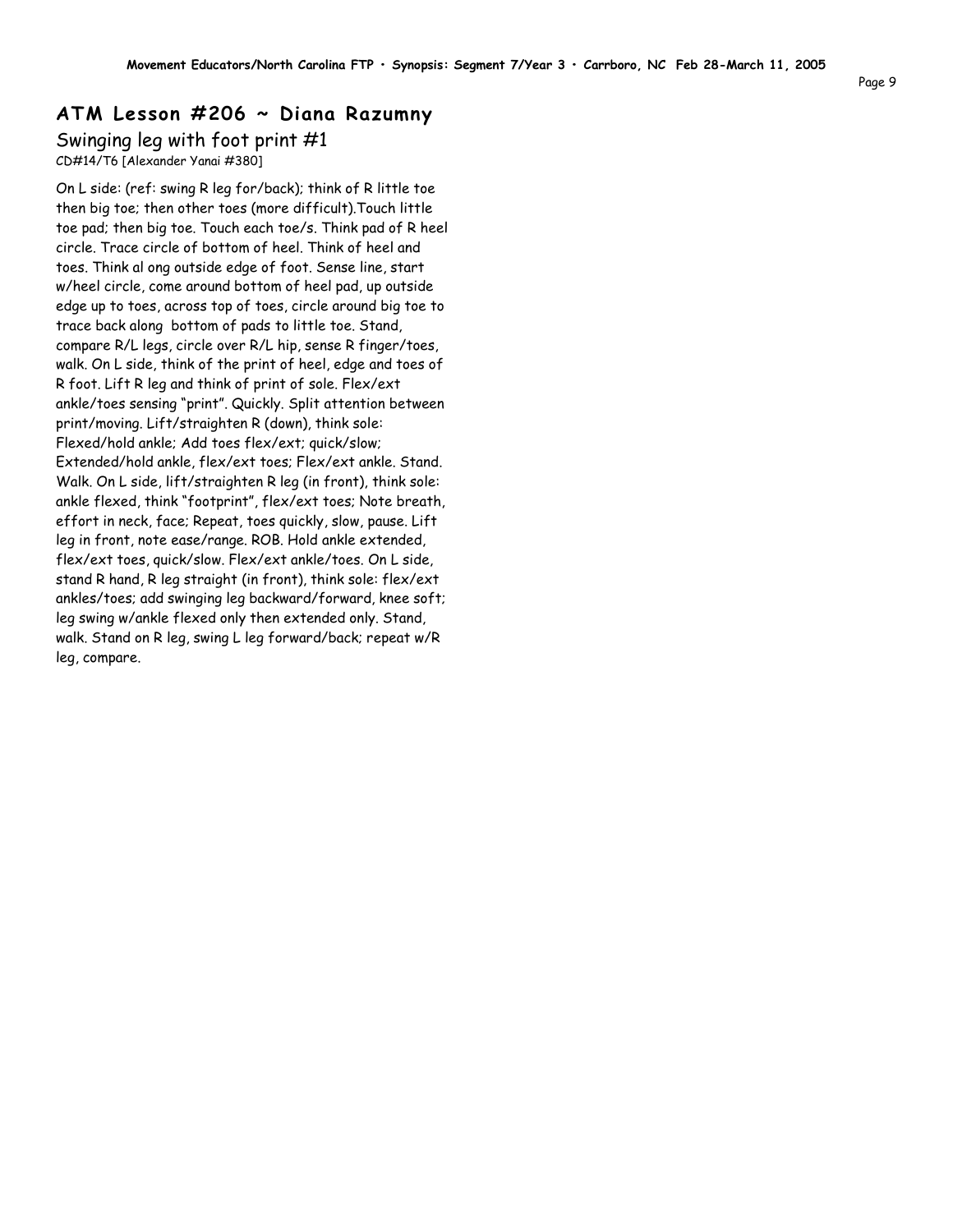## ATM Lesson #206 ~ Diana Razumny

### Swinging leg with foot print #1

CD#14/T6 [Alexander Yanai #380]

On L side: (ref: swing R leg for/back); think of R little toe then big toe; then other toes (more difficult).Touch little toe pad; then big toe. Touch each toe/s. Think pad of R heel circle. Trace circle of bottom of heel. Think of heel and toes. Think al ong outside edge of foot. Sense line, start w/heel circle, come around bottom of heel pad, up outside edge up to toes, across top of toes, circle around big toe to trace back along bottom of pads to little toe. Stand, compare R/L legs, circle over R/L hip, sense R finger/toes, walk. On L side, think of the print of heel, edge and toes of R foot. Lift R leg and think of print of sole. Flex/ext ankle/toes sensing "print". Quickly. Split attention between print/moving. Lift/straighten R (down), think sole: Flexed/hold ankle; Add toes flex/ext; quick/slow; Extended/hold ankle, flex/ext toes; Flex/ext ankle. Stand. Walk. On L side, lift/straighten R leg (in front), think sole: ankle flexed, think "footprint", flex/ext toes; Note breath, effort in neck, face; Repeat, toes quickly, slow, pause. Lift leg in front, note ease/range. ROB. Hold ankle extended, flex/ext toes, quick/slow. Flex/ext ankle/toes. On L side, stand R hand, R leg straight (in front), think sole: flex/ext ankles/toes; add swinging leg backward/forward, knee soft; leg swing w/ankle flexed only then extended only. Stand, walk. Stand on R leg, swing L leg forward/back; repeat w/R leg, compare.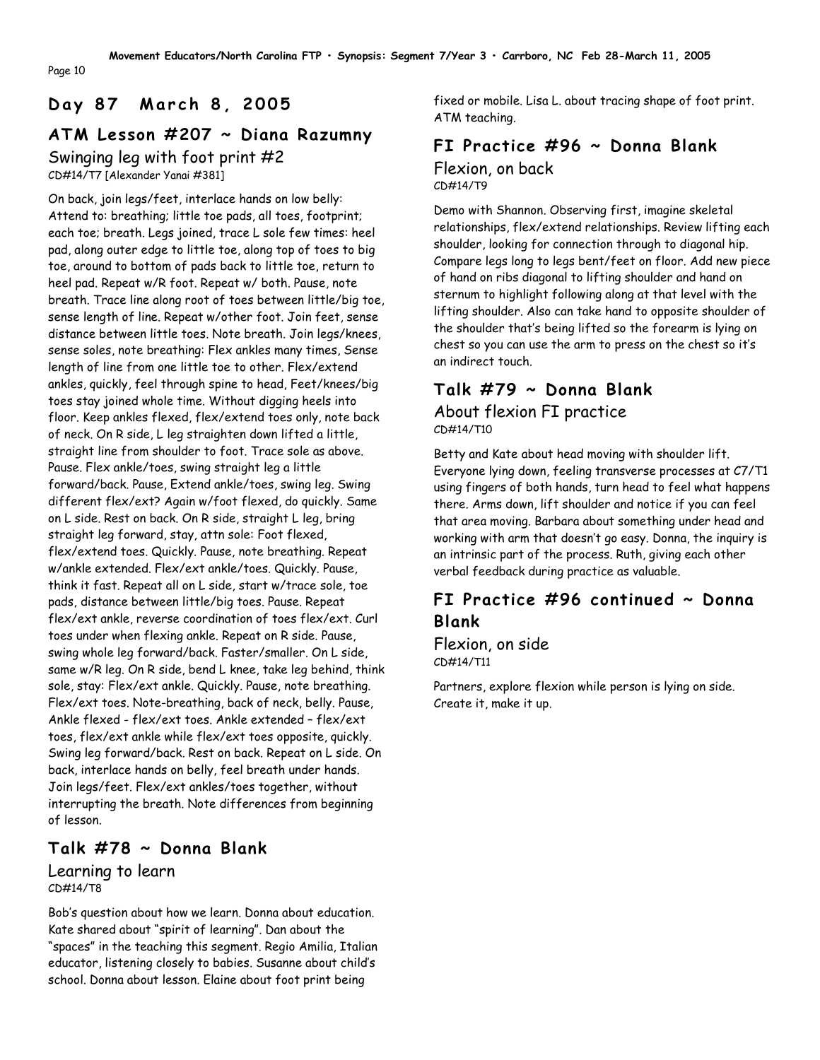## Day 87  March 8, 2005

### ATM Lesson #207 ~ Diana Razumny

Swinging leg with foot print #2
CD#14/T7 [Alexander Yanai #381]

On back, join legs/feet, interlace hands on low belly: Attend to: breathing; little toe pads, all toes, footprint; each toe; breath. Legs joined, trace L sole few times: heel pad, along outer edge to little toe, along top of toes to big toe, around to bottom of pads back to little toe, return to heel pad. Repeat w/R foot. Repeat w/ both. Pause, note breath. Trace line along root of toes between little/big toe, sense length of line. Repeat w/other foot. Join feet, sense distance between little toes. Note breath. Join legs/knees, sense soles, note breathing: Flex ankles many times, Sense length of line from one little toe to other. Flex/extend ankles, quickly, feel through spine to head, Feet/knees/big toes stay joined whole time. Without digging heels into floor. Keep ankles flexed, flex/extend toes only, note back of neck. On R side, L leg straighten down lifted a little, straight line from shoulder to foot. Trace sole as above. Pause. Flex ankle/toes, swing straight leg a little forward/back. Pause, Extend ankle/toes, swing leg. Swing different flex/ext? Again w/foot flexed, do quickly. Same on L side. Rest on back. On R side, straight L leg, bring straight leg forward, stay, attn sole: Foot flexed, flex/extend toes. Quickly. Pause, note breathing. Repeat w/ankle extended. Flex/ext ankle/toes. Quickly. Pause, think it fast. Repeat all on L side, start w/trace sole, toe pads, distance between little/big toes. Pause. Repeat flex/ext ankle, reverse coordination of toes flex/ext. Curl toes under when flexing ankle. Repeat on R side. Pause, swing whole leg forward/back. Faster/smaller. On L side, same w/R leg. On R side, bend L knee, take leg behind, think sole, stay: Flex/ext ankle. Quickly. Pause, note breathing. Flex/ext toes. Note-breathing, back of neck, belly. Pause, Ankle flexed - flex/ext toes. Ankle extended – flex/ext toes, flex/ext ankle while flex/ext toes opposite, quickly. Swing leg forward/back. Rest on back. Repeat on L side. On back, interlace hands on belly, feel breath under hands. Join legs/feet. Flex/ext ankles/toes together, without interrupting the breath. Note differences from beginning of lesson.

### Talk #78 ~ Donna Blank

Learning to learn
CD#14/T8

Bob's question about how we learn. Donna about education. Kate shared about "spirit of learning". Dan about the "spaces" in the teaching this segment. Regio Amilia, Italian educator, listening closely to babies. Susanne about child's school. Donna about lesson. Elaine about foot print being fixed or mobile. Lisa L. about tracing shape of foot print. ATM teaching.

### FI Practice #96 ~ Donna Blank

Flexion, on back
CD#14/T9

Demo with Shannon. Observing first, imagine skeletal relationships, flex/extend relationships. Review lifting each shoulder, looking for connection through to diagonal hip. Compare legs long to legs bent/feet on floor. Add new piece of hand on ribs diagonal to lifting shoulder and hand on sternum to highlight following along at that level with the lifting shoulder. Also can take hand to opposite shoulder of the shoulder that's being lifted so the forearm is lying on chest so you can use the arm to press on the chest so it's an indirect touch.

### Talk #79 ~ Donna Blank

About flexion FI practice
CD#14/T10

Betty and Kate about head moving with shoulder lift. Everyone lying down, feeling transverse processes at C7/T1 using fingers of both hands, turn head to feel what happens there. Arms down, lift shoulder and notice if you can feel that area moving. Barbara about something under head and working with arm that doesn't go easy. Donna, the inquiry is an intrinsic part of the process. Ruth, giving each other verbal feedback during practice as valuable.

### FI Practice #96 continued ~ Donna Blank

Flexion, on side
CD#14/T11

Partners, explore flexion while person is lying on side. Create it, make it up.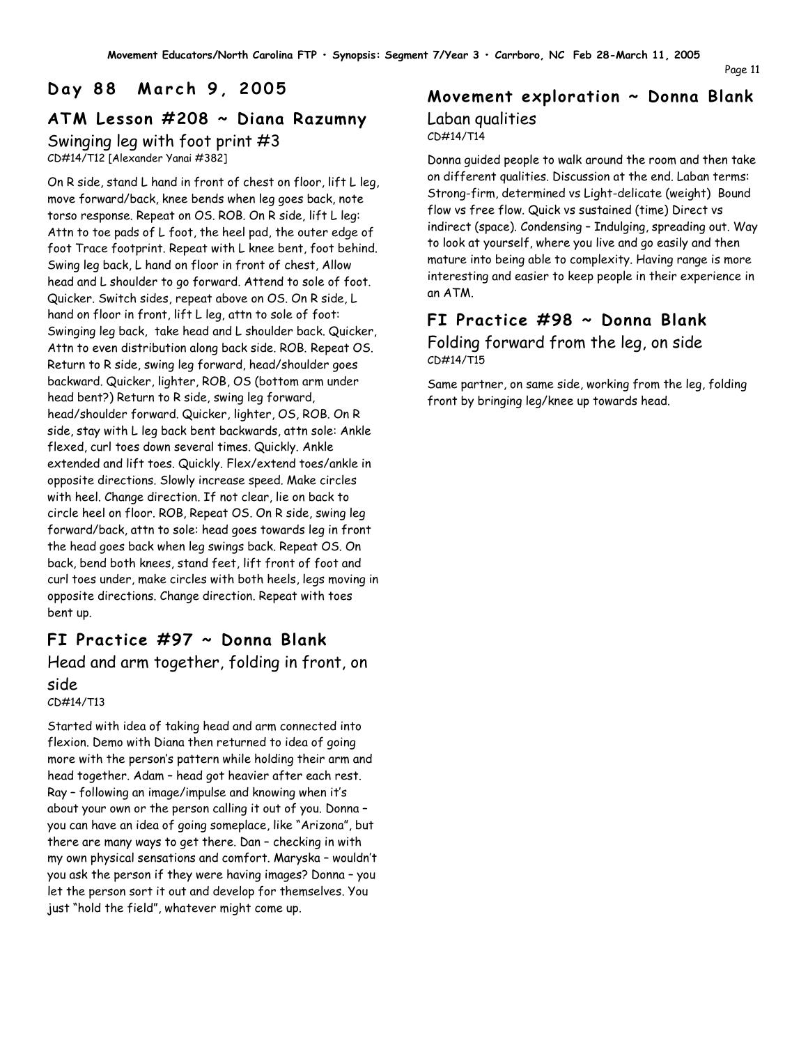## Day 88 March 9, 2005

### ATM Lesson #208 ~ Diana Razumny

Swinging leg with foot print #3

CD#14/T12 [Alexander Yanai #382]

On R side, stand L hand in front of chest on floor, lift L leg, move forward/back, knee bends when leg goes back, note torso response. Repeat on OS. ROB. On R side, lift L leg: Attn to toe pads of L foot, the heel pad, the outer edge of foot Trace footprint. Repeat with L knee bent, foot behind. Swing leg back, L hand on floor in front of chest, Allow head and L shoulder to go forward. Attend to sole of foot. Quicker. Switch sides, repeat above on OS. On R side, L hand on floor in front, lift L leg, attn to sole of foot: Swinging leg back, take head and L shoulder back. Quicker, Attn to even distribution along back side. ROB. Repeat OS. Return to R side, swing leg forward, head/shoulder goes backward. Quicker, lighter, ROB, OS (bottom arm under head bent?) Return to R side, swing leg forward, head/shoulder forward. Quicker, lighter, OS, ROB. On R side, stay with L leg back bent backwards, attn sole: Ankle flexed, curl toes down several times. Quickly. Ankle extended and lift toes. Quickly. Flex/extend toes/ankle in opposite directions. Slowly increase speed. Make circles with heel. Change direction. If not clear, lie on back to circle heel on floor. ROB, Repeat OS. On R side, swing leg forward/back, attn to sole: head goes towards leg in front the head goes back when leg swings back. Repeat OS. On back, bend both knees, stand feet, lift front of foot and curl toes under, make circles with both heels, legs moving in opposite directions. Change direction. Repeat with toes bent up.

### FI Practice #97 ~ Donna Blank

Head and arm together, folding in front, on side

CD#14/T13

Started with idea of taking head and arm connected into flexion. Demo with Diana then returned to idea of going more with the person's pattern while holding their arm and head together. Adam – head got heavier after each rest. Ray – following an image/impulse and knowing when it's about your own or the person calling it out of you. Donna – you can have an idea of going someplace, like "Arizona", but there are many ways to get there. Dan – checking in with my own physical sensations and comfort. Maryska – wouldn't you ask the person if they were having images? Donna – you let the person sort it out and develop for themselves. You just "hold the field", whatever might come up.

### Movement exploration ~ Donna Blank

Laban qualities

CD#14/T14

Donna guided people to walk around the room and then take on different qualities. Discussion at the end. Laban terms: Strong-firm, determined vs Light-delicate (weight) Bound flow vs free flow. Quick vs sustained (time) Direct vs indirect (space). Condensing – Indulging, spreading out. Way to look at yourself, where you live and go easily and then mature into being able to complexity. Having range is more interesting and easier to keep people in their experience in an ATM.

### FI Practice #98 ~ Donna Blank

Folding forward from the leg, on side

CD#14/T15

Same partner, on same side, working from the leg, folding front by bringing leg/knee up towards head.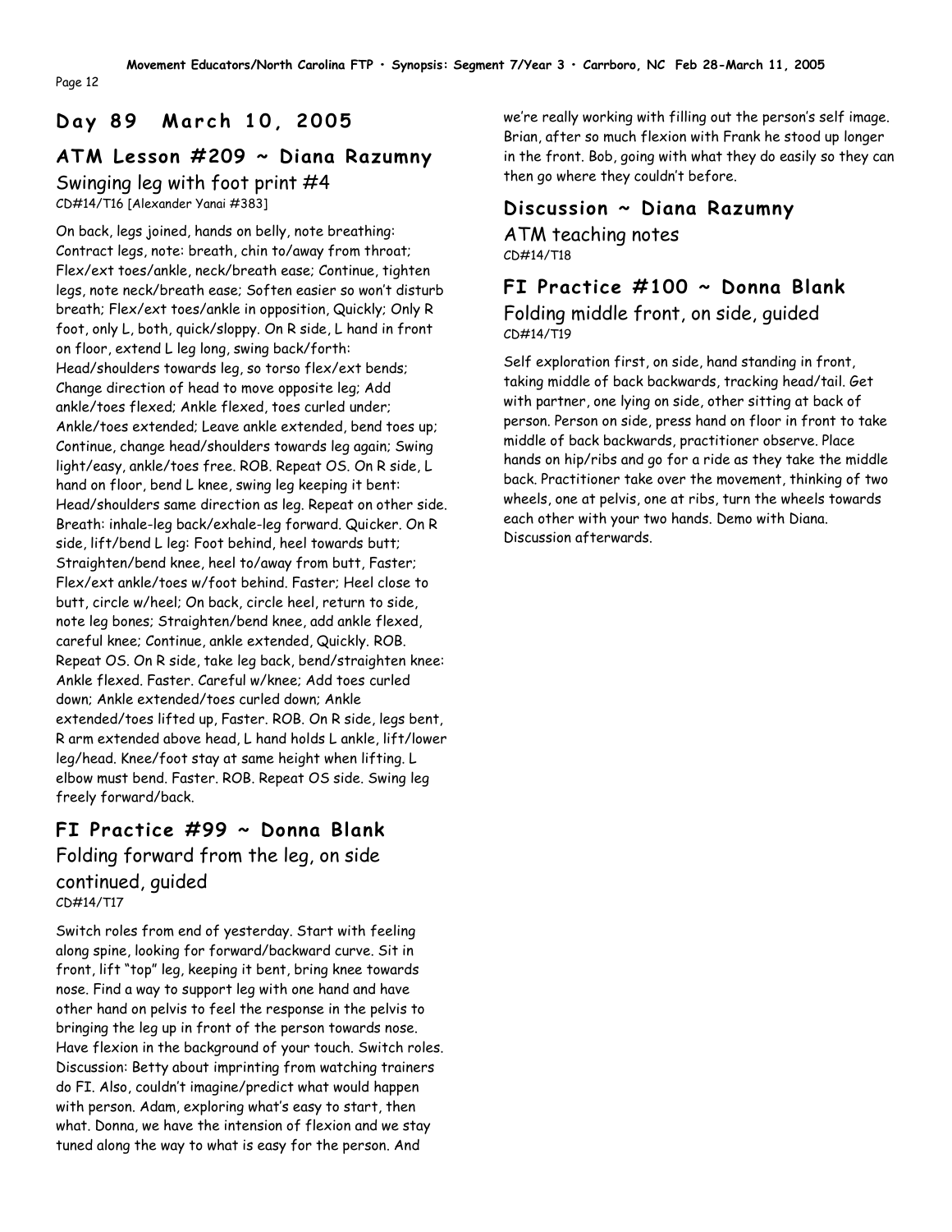# Day 89 March 10, 2005

## ATM Lesson #209 ~ Diana Razumny

### Swinging leg with foot print #4

CD#14/T16 [Alexander Yanai #383]

On back, legs joined, hands on belly, note breathing: Contract legs, note: breath, chin to/away from throat; Flex/ext toes/ankle, neck/breath ease; Continue, tighten legs, note neck/breath ease; Soften easier so won't disturb breath; Flex/ext toes/ankle in opposition, Quickly; Only R foot, only L, both, quick/sloppy. On R side, L hand in front on floor, extend L leg long, swing back/forth: Head/shoulders towards leg, so torso flex/ext bends; Change direction of head to move opposite leg; Add ankle/toes flexed; Ankle flexed, toes curled under; Ankle/toes extended; Leave ankle extended, bend toes up; Continue, change head/shoulders towards leg again; Swing light/easy, ankle/toes free. ROB. Repeat OS. On R side, L hand on floor, bend L knee, swing leg keeping it bent: Head/shoulders same direction as leg. Repeat on other side. Breath: inhale-leg back/exhale-leg forward. Quicker. On R side, lift/bend L leg: Foot behind, heel towards butt; Straighten/bend knee, heel to/away from butt, Faster; Flex/ext ankle/toes w/foot behind. Faster; Heel close to butt, circle w/heel; On back, circle heel, return to side, note leg bones; Straighten/bend knee, add ankle flexed, careful knee; Continue, ankle extended, Quickly. ROB. Repeat OS. On R side, take leg back, bend/straighten knee: Ankle flexed. Faster. Careful w/knee; Add toes curled down; Ankle extended/toes curled down; Ankle extended/toes lifted up, Faster. ROB. On R side, legs bent, R arm extended above head, L hand holds L ankle, lift/lower leg/head. Knee/foot stay at same height when lifting. L elbow must bend. Faster. ROB. Repeat OS side. Swing leg freely forward/back.

## FI Practice #99 ~ Donna Blank

### Folding forward from the leg, on side continued, guided

CD#14/T17

Switch roles from end of yesterday. Start with feeling along spine, looking for forward/backward curve. Sit in front, lift "top" leg, keeping it bent, bring knee towards nose. Find a way to support leg with one hand and have other hand on pelvis to feel the response in the pelvis to bringing the leg up in front of the person towards nose. Have flexion in the background of your touch. Switch roles. Discussion: Betty about imprinting from watching trainers do FI. Also, couldn't imagine/predict what would happen with person. Adam, exploring what's easy to start, then what. Donna, we have the intension of flexion and we stay tuned along the way to what is easy for the person. And we're really working with filling out the person's self image. Brian, after so much flexion with Frank he stood up longer in the front. Bob, going with what they do easily so they can then go where they couldn't before.

## Discussion ~ Diana Razumny

### ATM teaching notes

CD#14/T18

## FI Practice #100 ~ Donna Blank

### Folding middle front, on side, guided

CD#14/T19

Self exploration first, on side, hand standing in front, taking middle of back backwards, tracking head/tail. Get with partner, one lying on side, other sitting at back of person. Person on side, press hand on floor in front to take middle of back backwards, practitioner observe. Place hands on hip/ribs and go for a ride as they take the middle back. Practitioner take over the movement, thinking of two wheels, one at pelvis, one at ribs, turn the wheels towards each other with your two hands. Demo with Diana. Discussion afterwards.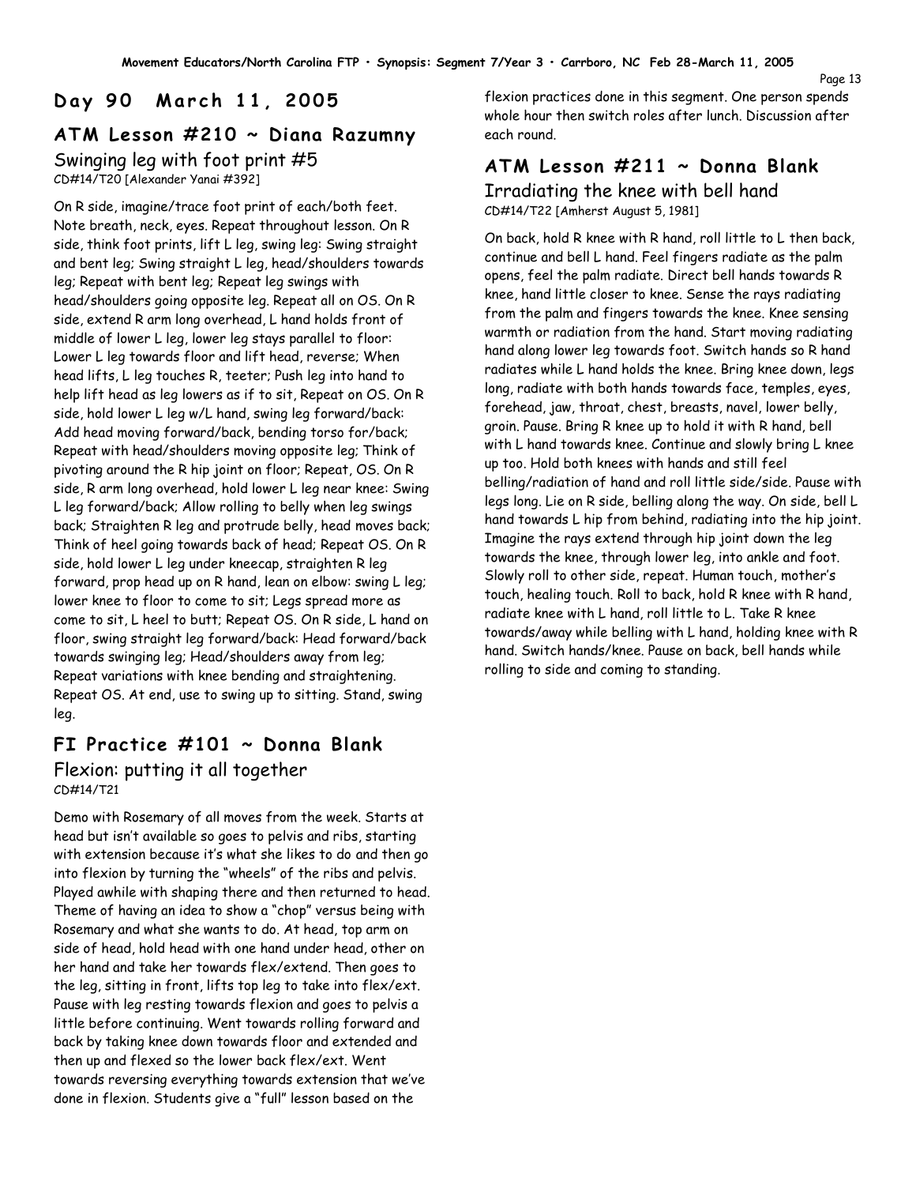# Day 90 March 11, 2005

## ATM Lesson #210 ~ Diana Razumny

### Swinging leg with foot print #5

CD#14/T20 [Alexander Yanai #392]

On R side, imagine/trace foot print of each/both feet. Note breath, neck, eyes. Repeat throughout lesson. On R side, think foot prints, lift L leg, swing leg: Swing straight and bent leg; Swing straight L leg, head/shoulders towards leg; Repeat with bent leg; Repeat leg swings with head/shoulders going opposite leg. Repeat all on OS. On R side, extend R arm long overhead, L hand holds front of middle of lower L leg, lower leg stays parallel to floor: Lower L leg towards floor and lift head, reverse; When head lifts, L leg touches R, teeter; Push leg into hand to help lift head as leg lowers as if to sit, Repeat on OS. On R side, hold lower L leg w/L hand, swing leg forward/back: Add head moving forward/back, bending torso for/back; Repeat with head/shoulders moving opposite leg; Think of pivoting around the R hip joint on floor; Repeat, OS. On R side, R arm long overhead, hold lower L leg near knee: Swing L leg forward/back; Allow rolling to belly when leg swings back; Straighten R leg and protrude belly, head moves back; Think of heel going towards back of head; Repeat OS. On R side, hold lower L leg under kneecap, straighten R leg forward, prop head up on R hand, lean on elbow: swing L leg; lower knee to floor to come to sit; Legs spread more as come to sit, L heel to butt; Repeat OS. On R side, L hand on floor, swing straight leg forward/back: Head forward/back towards swinging leg; Head/shoulders away from leg; Repeat variations with knee bending and straightening. Repeat OS. At end, use to swing up to sitting. Stand, swing leg.

## FI Practice #101 ~ Donna Blank

### Flexion: putting it all together

CD#14/T21

Demo with Rosemary of all moves from the week. Starts at head but isn't available so goes to pelvis and ribs, starting with extension because it's what she likes to do and then go into flexion by turning the "wheels" of the ribs and pelvis. Played awhile with shaping there and then returned to head. Theme of having an idea to show a "chop" versus being with Rosemary and what she wants to do. At head, top arm on side of head, hold head with one hand under head, other on her hand and take her towards flex/extend. Then goes to the leg, sitting in front, lifts top leg to take into flex/ext. Pause with leg resting towards flexion and goes to pelvis a little before continuing. Went towards rolling forward and back by taking knee down towards floor and extended and then up and flexed so the lower back flex/ext. Went towards reversing everything towards extension that we've done in flexion. Students give a "full" lesson based on the flexion practices done in this segment. One person spends whole hour then switch roles after lunch. Discussion after each round.

## ATM Lesson #211 ~ Donna Blank

### Irradiating the knee with bell hand

CD#14/T22 [Amherst August 5, 1981]

On back, hold R knee with R hand, roll little to L then back, continue and bell L hand. Feel fingers radiate as the palm opens, feel the palm radiate. Direct bell hands towards R knee, hand little closer to knee. Sense the rays radiating from the palm and fingers towards the knee. Knee sensing warmth or radiation from the hand. Start moving radiating hand along lower leg towards foot. Switch hands so R hand radiates while L hand holds the knee. Bring knee down, legs long, radiate with both hands towards face, temples, eyes, forehead, jaw, throat, chest, breasts, navel, lower belly, groin. Pause. Bring R knee up to hold it with R hand, bell with L hand towards knee. Continue and slowly bring L knee up too. Hold both knees with hands and still feel belling/radiation of hand and roll little side/side. Pause with legs long. Lie on R side, belling along the way. On side, bell L hand towards L hip from behind, radiating into the hip joint. Imagine the rays extend through hip joint down the leg towards the knee, through lower leg, into ankle and foot. Slowly roll to other side, repeat. Human touch, mother's touch, healing touch. Roll to back, hold R knee with R hand, radiate knee with L hand, roll little to L. Take R knee towards/away while belling with L hand, holding knee with R hand. Switch hands/knee. Pause on back, bell hands while rolling to side and coming to standing.